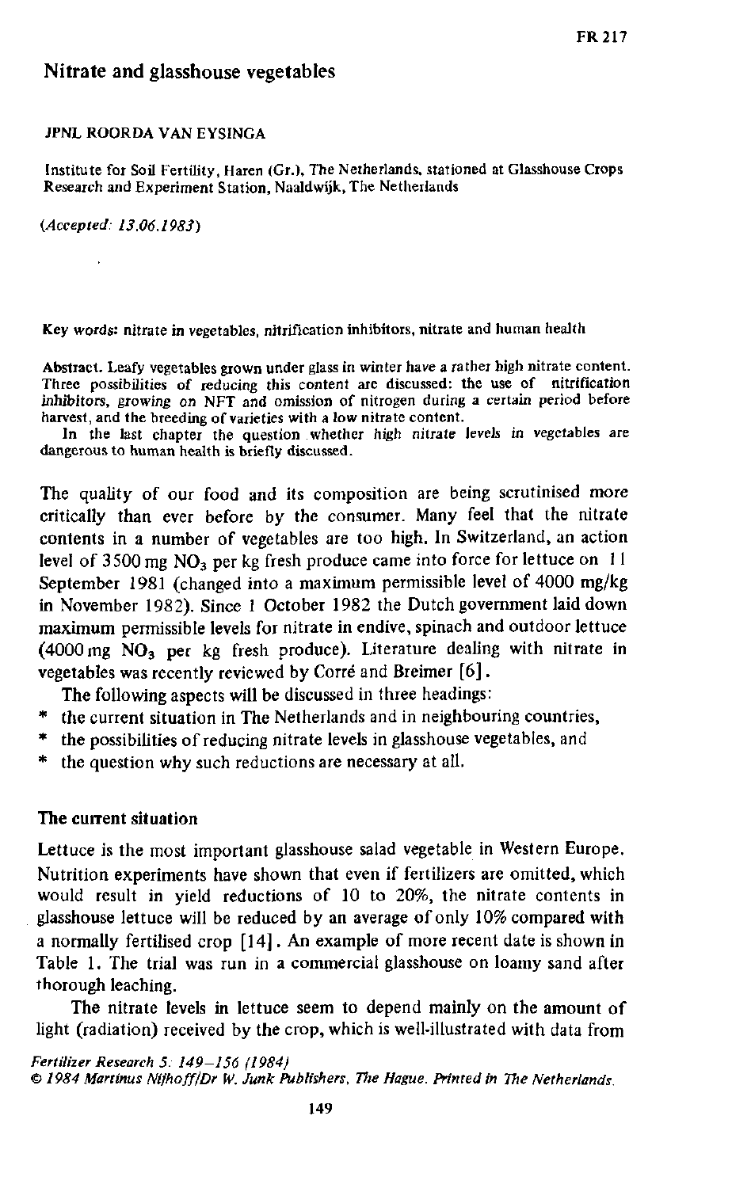# Nitrate and glasshouse vegetables

JPNL ROORDA VAN EYSINGA

Institute for Soil Fertility, Haren (Gr.), The Netherlands, stationed at Glasshouse Crops Research and Experiment Station, Naaldwijk, The Netherlands

*(Accepted: 13.06.1983)*

Key words: nitrate in vegetables, nitrification inhibitors, nitrate and human health

Abstract. Leafy vegetables grown under glass in winter have a rather high nitrate content. Three possibilities of reducing this content are discussed: the use of nitrification inhibitors, growing on NFT and omission of nitrogen during a certain period before harvest, and the breeding of varieties with a low nitrate content.

In the last chapter the question whether high nitrate levels in vegetables are dangerous to human health is briefly discussed.

The quality of our food and its composition are being scrutinised more critically than ever before by the consumer. Many feel that the nitrate contents in a number of vegetables are too high. In Switzerland, an action level of 3500 mg $NO_3$ per kg fresh produce came into force for lettuce on 11 September 1981 (changed into a maximum permissible level of 4000 mg/kg in November 1982). Since 1 October 1982 the Dutch government laid down maximum permissible levels for nitrate in endive, spinach and outdoor lettuce (4000 mg $NO_3$ per kg fresh produce). Literature dealing with nitrate in vegetables was recently reviewed by Corré and Breimer [6].

The following aspects will be discussed in three headings:

* the current situation in The Netherlands and in neighbouring countries,
* the possibilities of reducing nitrate levels in glasshouse vegetables, and
* the question why such reductions are necessary at all.

## The current situation

Lettuce is the most important glasshouse salad vegetable in Western Europe. Nutrition experiments have shown that even if fertilizers are omitted, which would result in yield reductions of 10 to 20%, the nitrate contents in glasshouse lettuce will be reduced by an average of only 10% compared with a normally fertilised crop [14]. An example of more recent date is shown in Table 1. The trial was run in a commercial glasshouse on loamy sand after thorough leaching.

The nitrate levels in lettuce seem to depend mainly on the amount of light (radiation) received by the crop, which is well-illustrated with data from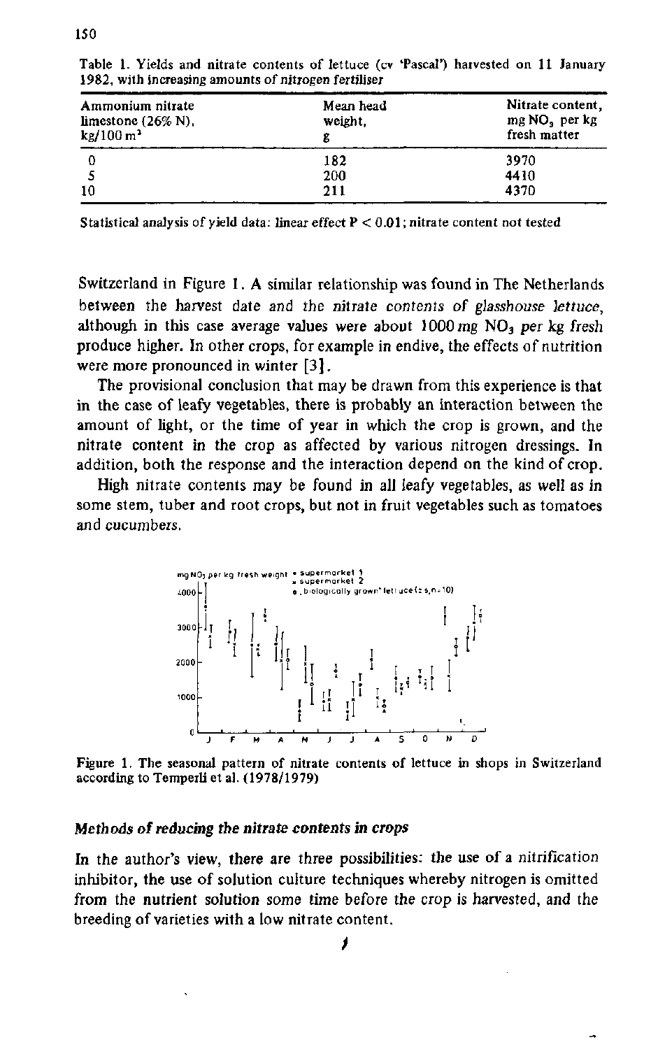Table 1. Yields and nitrate contents of lettuce (cv 'Pascal') harvested on 11 January 1982, with increasing amounts of nitrogen fertiliser

| Ammonium nitrate limestone (26% N), kg/100 $m^2$ | Mean head weight, g | Nitrate content, mg $NO_3$ per kg fresh matter |
|---|---|---|
| 0 | 182 | 3970 |
| 5 | 200 | 4410 |
| 10 | 211 | 4370 |

Statistical analysis of yield data: linear effect $P < 0.01$; nitrate content not tested

Switzerland in Figure 1. A similar relationship was found in The Netherlands between the harvest date and the nitrate contents of glasshouse lettuce, although in this case average values were about 1000 mg $NO_3$ per kg fresh produce higher. In other crops, for example in endive, the effects of nutrition were more pronounced in winter [3].

The provisional conclusion that may be drawn from this experience is that in the case of leafy vegetables, there is probably an interaction between the amount of light, or the time of year in which the crop is grown, and the nitrate content in the crop as affected by various nitrogen dressings. In addition, both the response and the interaction depend on the kind of crop.

High nitrate contents may be found in all leafy vegetables, as well as in some stem, tuber and root crops, but not in fruit vegetables such as tomatoes and cucumbers.

Figure 1. The seasonal pattern of nitrate contents of lettuce in shops in Switzerland according to Temperli et al. (1978/1979)

### Methods of reducing the nitrate contents in crops

In the author's view, there are three possibilities: the use of a nitrification inhibitor, the use of solution culture techniques whereby nitrogen is omitted from the nutrient solution some time before the crop is harvested, and the breeding of varieties with a low nitrate content.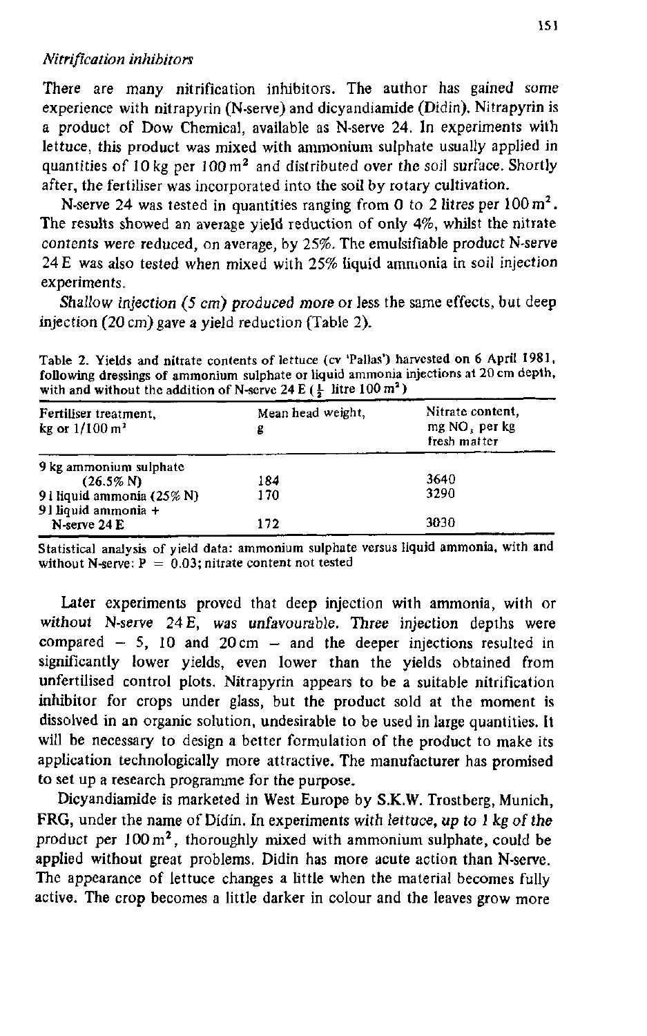*Nitrification inhibitors*

There are many nitrification inhibitors. The author has gained some experience with nitrapyrin (N-serve) and dicyandiamide (Didin). Nitrapyrin is a product of Dow Chemical, available as N-serve 24. In experiments with lettuce, this product was mixed with ammonium sulphate usually applied in quantities of 10 kg per 100 $m^2$ and distributed over the soil surface. Shortly after, the fertiliser was incorporated into the soil by rotary cultivation.

N-serve 24 was tested in quantities ranging from 0 to 2 litres per 100 $m^2$. The results showed an average yield reduction of only 4%, whilst the nitrate contents were reduced, on average, by 25%. The emulsifiable product N-serve 24 E was also tested when mixed with 25% liquid ammonia in soil injection experiments.

Shallow injection (5 cm) produced more or less the same effects, but deep injection (20 cm) gave a yield reduction (Table 2).

Table 2. Yields and nitrate contents of lettuce (cv 'Pallas') harvested on 6 April 1981, following dressings of ammonium sulphate or liquid ammonia injections at 20 cm depth, with and without the addition of N-serve 24 E ($\frac{1}{2}$ litre 100 $m^2$)

| Fertiliser treatment, kg or l/100 $m^2$ | Mean head weight, g | Nitrate content, mg $NO_3$ per kg fresh matter |
|---|---|---|
| 9 kg ammonium sulphate (26.5% N) | 184 | 3640 |
| 9 l liquid ammonia (25% N) | 170 | 3290 |
| 9 l liquid ammonia + N-serve 24 E | 172 | 3030 |

Statistical analysis of yield data: ammonium sulphate versus liquid ammonia, with and without N-serve: $P = 0.03$; nitrate content not tested

Later experiments proved that deep injection with ammonia, with or without N-serve 24 E, was unfavourable. Three injection depths were compared – 5, 10 and 20 cm – and the deeper injections resulted in significantly lower yields, even lower than the yields obtained from unfertilised control plots. Nitrapyrin appears to be a suitable nitrification inhibitor for crops under glass, but the product sold at the moment is dissolved in an organic solution, undesirable to be used in large quantities. It will be necessary to design a better formulation of the product to make its application technologically more attractive. The manufacturer has promised to set up a research programme for the purpose.

Dicyandiamide is marketed in West Europe by S.K.W. Trostberg, Munich, FRG, under the name of Didin. In experiments with lettuce, up to 1 kg of the product per 100 $m^2$, thoroughly mixed with ammonium sulphate, could be applied without great problems. Didin has more acute action than N-serve. The appearance of lettuce changes a little when the material becomes fully active. The crop becomes a little darker in colour and the leaves grow more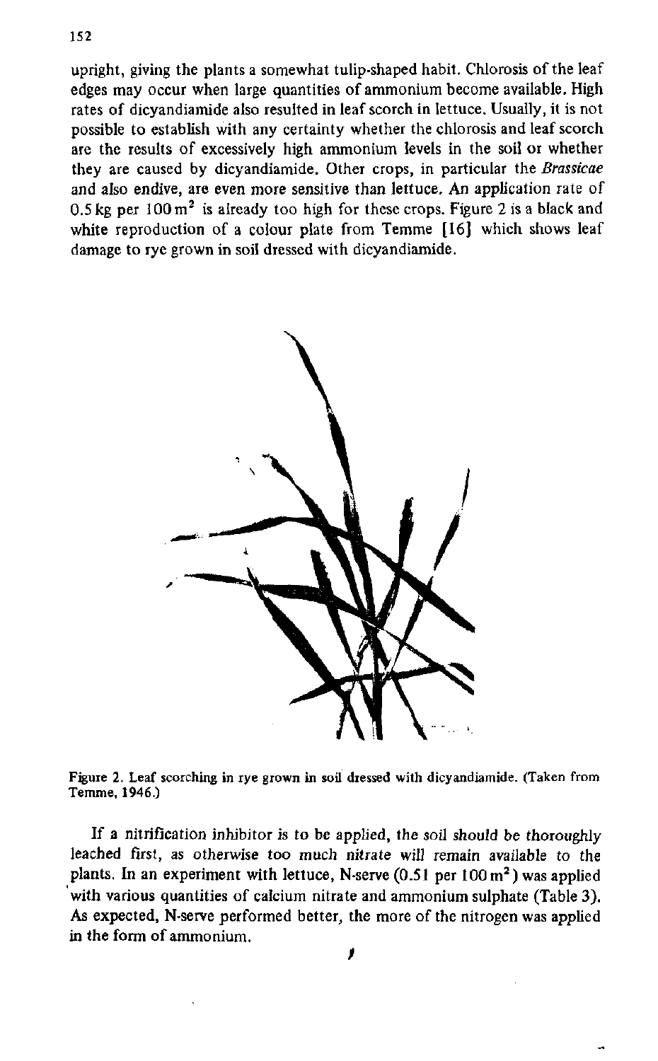upright, giving the plants a somewhat tulip-shaped habit. Chlorosis of the leaf edges may occur when large quantities of ammonium become available. High rates of dicyandiamide also resulted in leaf scorch in lettuce. Usually, it is not possible to establish with any certainty whether the chlorosis and leaf scorch are the results of excessively high ammonium levels in the soil or whether they are caused by dicyandiamide. Other crops, in particular the *Brassicae* and also endive, are even more sensitive than lettuce. An application rate of 0.5 kg per 100 $m^2$ is already too high for these crops. Figure 2 is a black and white reproduction of a colour plate from Temme [16] which shows leaf damage to rye grown in soil dressed with dicyandiamide.

Figure 2. Leaf scorching in rye grown in soil dressed with dicyandiamide. (Taken from Temme, 1946.)

If a nitrification inhibitor is to be applied, the soil should be thoroughly leached first, as otherwise too much nitrate will remain available to the plants. In an experiment with lettuce, N-serve (0.5 l per 100 $m^2$) was applied with various quantities of calcium nitrate and ammonium sulphate (Table 3). As expected, N-serve performed better, the more of the nitrogen was applied in the form of ammonium.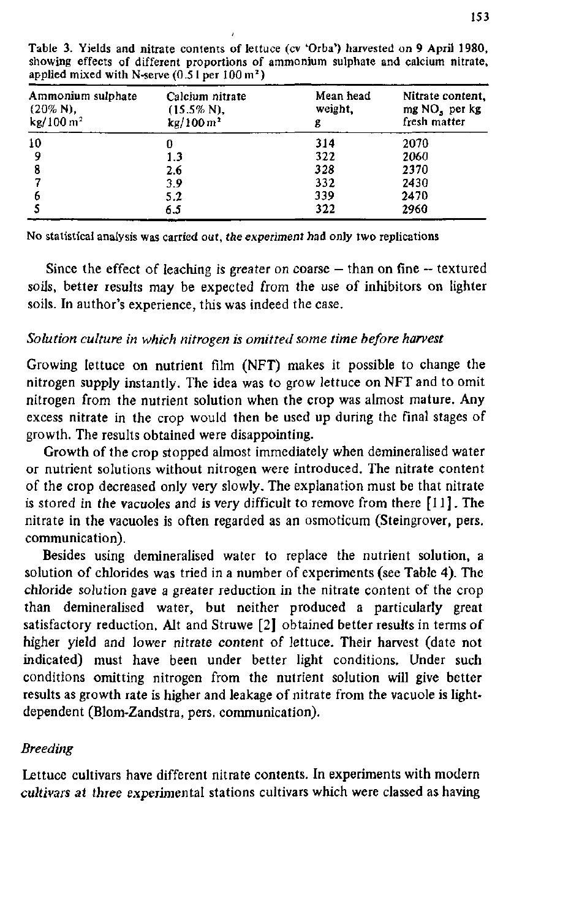Table 3. Yields and nitrate contents of lettuce (cv 'Orba') harvested on 9 April 1980, showing effects of different proportions of ammonium sulphate and calcium nitrate, applied mixed with N-serve (0.5 l per 100 $m^2$)

| Ammonium sulphate (20% N), kg/100 $m^2$ | Calcium nitrate (15.5% N), kg/100 $m^2$ | Mean head weight, g | Nitrate content, mg $NO_3$ per kg fresh matter |
|---|---|---|---|
| 10 | 0 | 314 | 2070 |
| 9 | 1.3 | 322 | 2060 |
| 8 | 2.6 | 328 | 2370 |
| 7 | 3.9 | 332 | 2430 |
| 6 | 5.2 | 339 | 2470 |
| 5 | 6.5 | 322 | 2960 |

No statistical analysis was carried out, the experiment had only two replications

Since the effect of leaching is greater on coarse – than on fine – textured soils, better results may be expected from the use of inhibitors on lighter soils. In author's experience, this was indeed the case.

*Solution culture in which nitrogen is omitted some time before harvest*

Growing lettuce on nutrient film (NFT) makes it possible to change the nitrogen supply instantly. The idea was to grow lettuce on NFT and to omit nitrogen from the nutrient solution when the crop was almost mature. Any excess nitrate in the crop would then be used up during the final stages of growth. The results obtained were disappointing.

Growth of the crop stopped almost immediately when demineralised water or nutrient solutions without nitrogen were introduced. The nitrate content of the crop decreased only very slowly. The explanation must be that nitrate is stored in the vacuoles and is very difficult to remove from there [11]. The nitrate in the vacuoles is often regarded as an osmoticum (Steingrover, pers. communication).

Besides using demineralised water to replace the nutrient solution, a solution of chlorides was tried in a number of experiments (see Table 4). The chloride solution gave a greater reduction in the nitrate content of the crop than demineralised water, but neither produced a particularly great satisfactory reduction. Alt and Struwe [2] obtained better results in terms of higher yield and lower nitrate content of lettuce. Their harvest (date not indicated) must have been under better light conditions. Under such conditions omitting nitrogen from the nutrient solution will give better results as growth rate is higher and leakage of nitrate from the vacuole is light-dependent (Blom-Zandstra, pers. communication).

*Breeding*

Lettuce cultivars have different nitrate contents. In experiments with modern cultivars at three experimental stations cultivars which were classed as having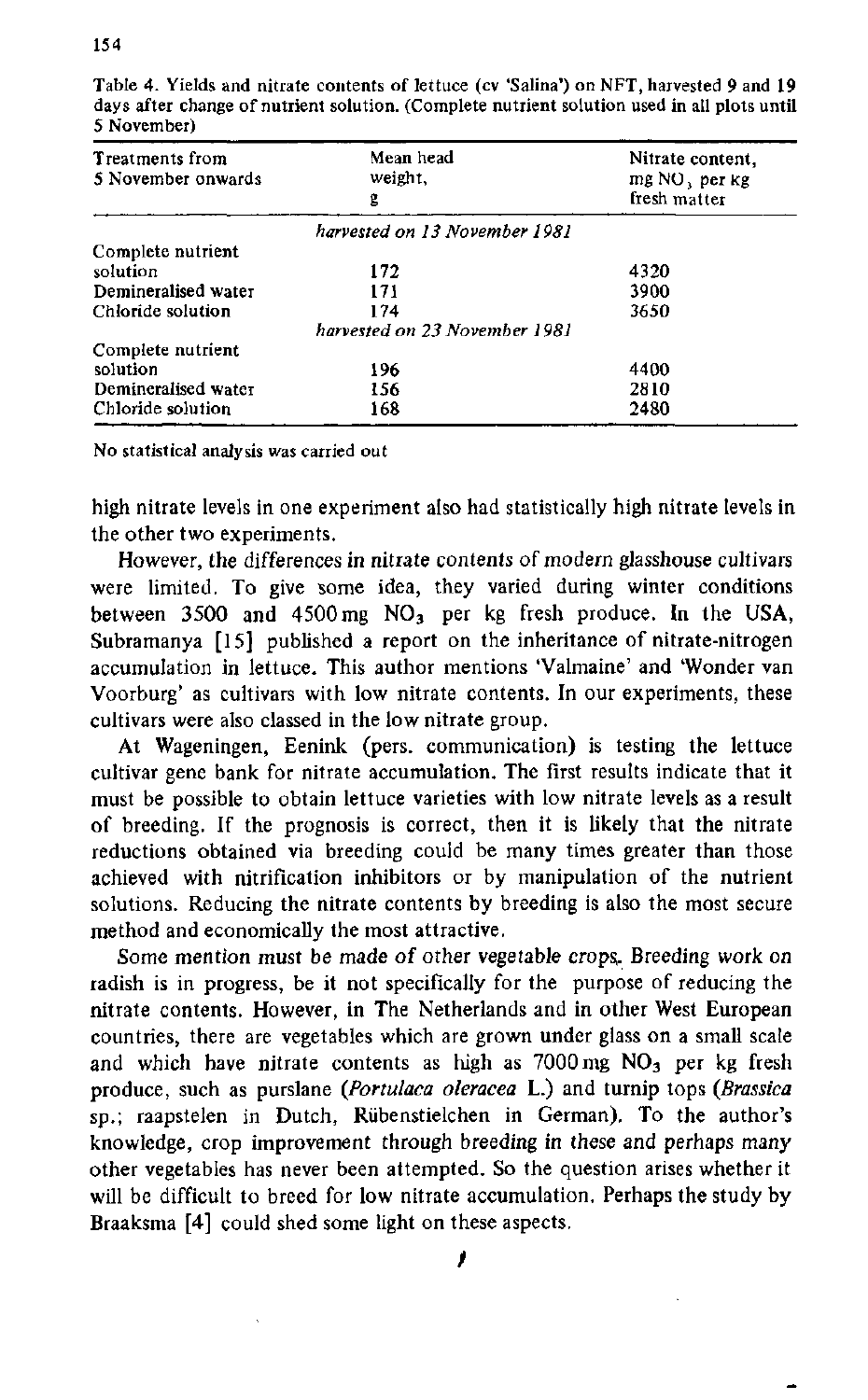Table 4. Yields and nitrate contents of lettuce (cv 'Salina') on NFT, harvested 9 and 19 days after change of nutrient solution. (Complete nutrient solution used in all plots until 5 November)

| Treatments from 5 November onwards | Mean head weight, g | Nitrate content, mg $NO_3$ per kg fresh matter |
|---|---|---|
| | *harvested on 13 November 1981* | |
| Complete nutrient solution | 172 | 4320 |
| Demineralised water | 171 | 3900 |
| Chloride solution | 174 | 3650 |
| | *harvested on 23 November 1981* | |
| Complete nutrient solution | 196 | 4400 |
| Demineralised water | 156 | 2810 |
| Chloride solution | 168 | 2480 |

No statistical analysis was carried out

high nitrate levels in one experiment also had statistically high nitrate levels in the other two experiments.

However, the differences in nitrate contents of modern glasshouse cultivars were limited. To give some idea, they varied during winter conditions between 3500 and 4500 mg $NO_3$ per kg fresh produce. In the USA, Subramanya [15] published a report on the inheritance of nitrate-nitrogen accumulation in lettuce. This author mentions 'Valmaine' and 'Wonder van Voorburg' as cultivars with low nitrate contents. In our experiments, these cultivars were also classed in the low nitrate group.

At Wageningen, Eenink (pers. communication) is testing the lettuce cultivar gene bank for nitrate accumulation. The first results indicate that it must be possible to obtain lettuce varieties with low nitrate levels as a result of breeding. If the prognosis is correct, then it is likely that the nitrate reductions obtained via breeding could be many times greater than those achieved with nitrification inhibitors or by manipulation of the nutrient solutions. Reducing the nitrate contents by breeding is also the most secure method and economically the most attractive.

Some mention must be made of other vegetable crops. Breeding work on radish is in progress, be it not specifically for the purpose of reducing the nitrate contents. However, in The Netherlands and in other West European countries, there are vegetables which are grown under glass on a small scale and which have nitrate contents as high as 7000 mg $NO_3$ per kg fresh produce, such as purslane (*Portulaca oleracea* L.) and turnip tops (*Brassica* sp.; raapstelen in Dutch, Rübenstielchen in German). To the author's knowledge, crop improvement through breeding in these and perhaps many other vegetables has never been attempted. So the question arises whether it will be difficult to breed for low nitrate accumulation. Perhaps the study by Braaksma [4] could shed some light on these aspects.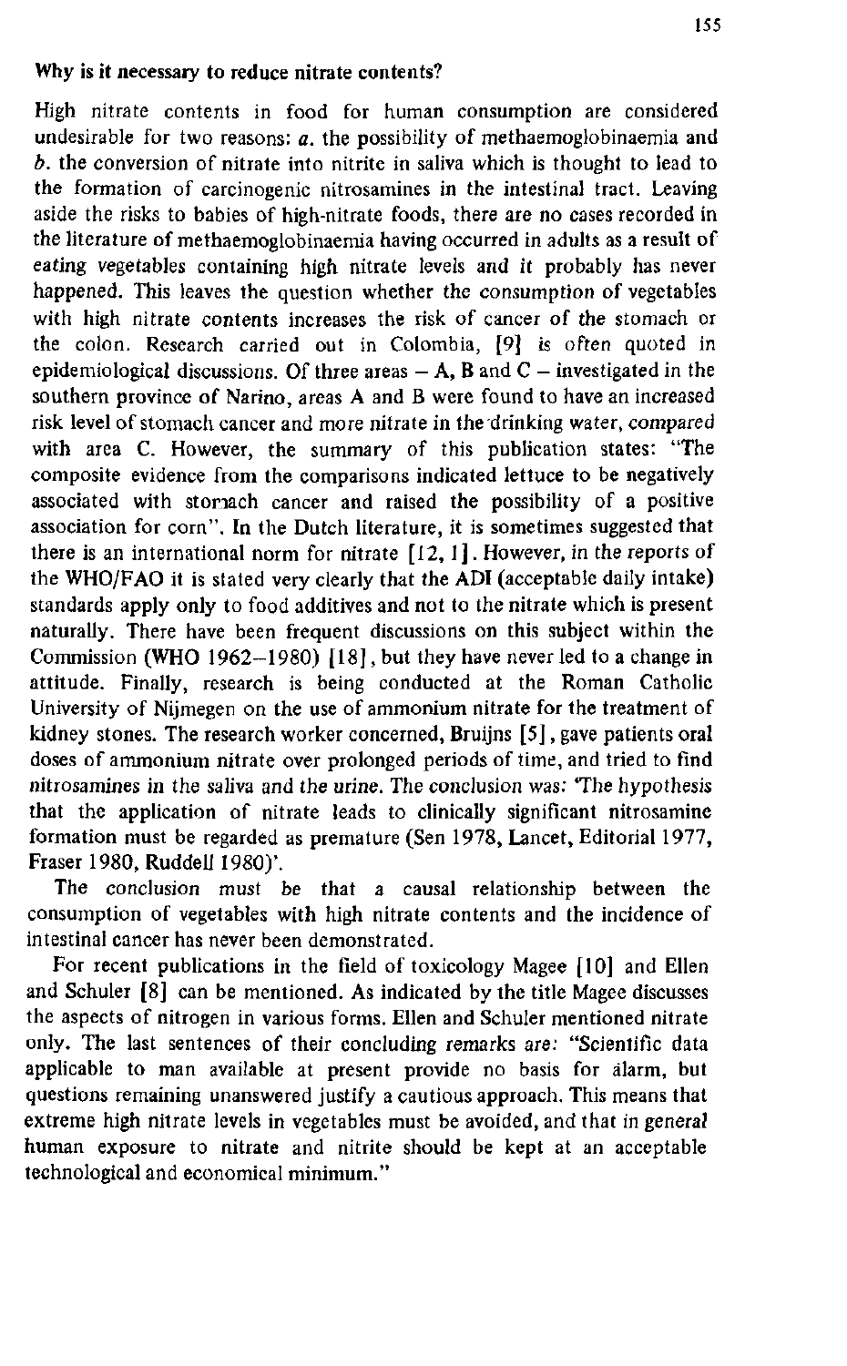**Why is it necessary to reduce nitrate contents?**

High nitrate contents in food for human consumption are considered undesirable for two reasons: *a.* the possibility of methaemoglobinaemia and *b.* the conversion of nitrate into nitrite in saliva which is thought to lead to the formation of carcinogenic nitrosamines in the intestinal tract. Leaving aside the risks to babies of high-nitrate foods, there are no cases recorded in the literature of methaemoglobinaemia having occurred in adults as a result of eating vegetables containing high nitrate levels and it probably has never happened. This leaves the question whether the consumption of vegetables with high nitrate contents increases the risk of cancer of the stomach or the colon. Research carried out in Colombia, [9] is often quoted in epidemiological discussions. Of three areas – A, B and C – investigated in the southern province of Narino, areas A and B were found to have an increased risk level of stomach cancer and more nitrate in the drinking water, compared with area C. However, the summary of this publication states: "The composite evidence from the comparisons indicated lettuce to be negatively associated with stomach cancer and raised the possibility of a positive association for corn". In the Dutch literature, it is sometimes suggested that there is an international norm for nitrate [12, 1]. However, in the reports of the WHO/FAO it is stated very clearly that the ADI (acceptable daily intake) standards apply only to food additives and not to the nitrate which is present naturally. There have been frequent discussions on this subject within the Commission (WHO 1962–1980) [18], but they have never led to a change in attitude. Finally, research is being conducted at the Roman Catholic University of Nijmegen on the use of ammonium nitrate for the treatment of kidney stones. The research worker concerned, Bruijns [5], gave patients oral doses of ammonium nitrate over prolonged periods of time, and tried to find nitrosamines in the saliva and the urine. The conclusion was: 'The hypothesis that the application of nitrate leads to clinically significant nitrosamine formation must be regarded as premature (Sen 1978, Lancet, Editorial 1977, Fraser 1980, Ruddell 1980)'.

The conclusion must be that a causal relationship between the consumption of vegetables with high nitrate contents and the incidence of intestinal cancer has never been demonstrated.

For recent publications in the field of toxicology Magee [10] and Ellen and Schuler [8] can be mentioned. As indicated by the title Magee discusses the aspects of nitrogen in various forms. Ellen and Schuler mentioned nitrate only. The last sentences of their concluding remarks are: "Scientific data applicable to man available at present provide no basis for alarm, but questions remaining unanswered justify a cautious approach. This means that extreme high nitrate levels in vegetables must be avoided, and that in general human exposure to nitrate and nitrite should be kept at an acceptable technological and economical minimum."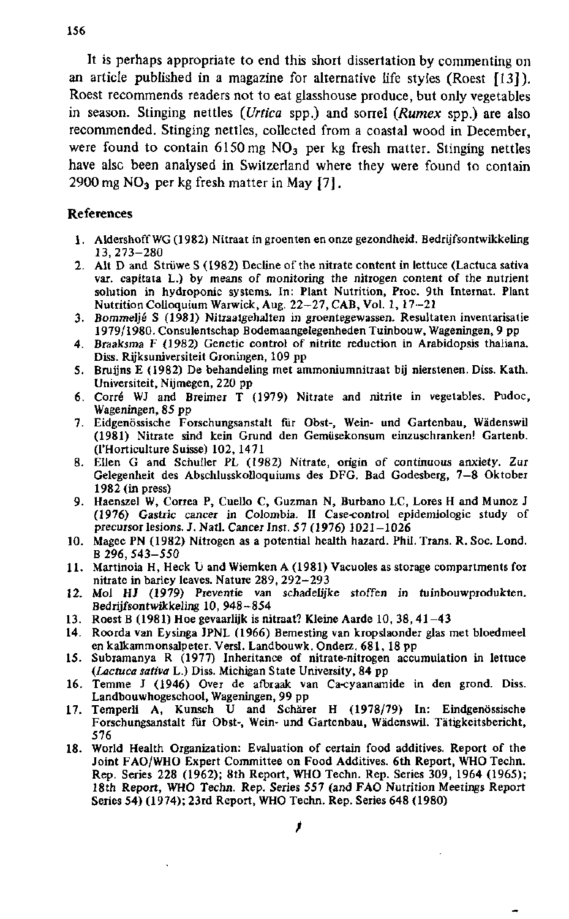It is perhaps appropriate to end this short dissertation by commenting on an article published in a magazine for alternative life styles (Roest [13]). Roest recommends readers not to eat glasshouse produce, but only vegetables in season. Stinging nettles (*Urtica* spp.) and sorrel (*Rumex* spp.) are also recommended. Stinging nettles, collected from a coastal wood in December, were found to contain 6150 mg $NO_3$ per kg fresh matter. Stinging nettles have also been analysed in Switzerland where they were found to contain 2900 mg $NO_3$ per kg fresh matter in May [7].

## References

1. Aldershoff WG (1982) Nitraat in groenten en onze gezondheid. Bedrijfsontwikkeling 13, 273–280
2. Alt D and Strüwe S (1982) Decline of the nitrate content in lettuce (Lactuca sativa var. capitata L.) by means of monitoring the nitrogen content of the nutrient solution in hydroponic systems. In: Plant Nutrition, Proc. 9th Internat. Plant Nutrition Colloquium Warwick, Aug. 22–27, CAB, Vol. 1, 17–21
3. Bommeljé S (1981) Nitraatgehalten in groentegewassen. Resultaten inventarisatie 1979/1980. Consulentschap Bodemaangelegenheden Tuinbouw, Wageningen, 9 pp
4. Braaksma F (1982) Genetic control of nitrite reduction in Arabidopsis thaliana. Diss. Rijksuniversiteit Groningen, 109 pp
5. Bruijns E (1982) De behandeling met ammoniumnitraat bij nierstenen. Diss. Kath. Universiteit, Nijmegen, 220 pp
6. Corré WJ and Breimer T (1979) Nitrate and nitrite in vegetables. Pudoc, Wageningen, 85 pp
7. Eidgenössische Forschungsanstalt für Obst-, Wein- und Gartenbau, Wädenswil (1981) Nitrate sind kein Grund den Gemüsekonsum einzuschranken! Gartenb. (l'Horticulture Suisse) 102, 1471
8. Ellen G and Schuller PL (1982) Nitrate, origin of continuous anxiety. Zur Gelegenheit des Abschlusskolloquiums des DFG. Bad Godesberg, 7–8 Oktober 1982 (in press)
9. Haenszel W, Correa P, Cuello C, Guzman N, Burbano LC, Lores H and Munoz J (1976) Gastric cancer in Colombia. II Case-control epidemiologic study of precursor lesions. J. Natl. Cancer Inst. 57 (1976) 1021–1026
10. Magee PN (1982) Nitrogen as a potential health hazard. Phil. Trans. R. Soc. Lond. B 296, 543–550
11. Martinoia H, Heck U and Wiemken A (1981) Vacuoles as storage compartments for nitrate in barley leaves. Nature 289, 292–293
12. Mol HJ (1979) Preventie van schadelijke stoffen in tuinbouwprodukten. Bedrijfsontwikkeling 10, 948–854
13. Roest B (1981) Hoe gevaarlijk is nitraat? Kleine Aarde 10, 38, 41–43
14. Roorda van Eysinga JPNL (1966) Bemesting van kropslaonder glas met bloedmeel en kalkammonsalpeter. Versl. Landbouwk. Onderz. 681, 18 pp
15. Subramanya R (1977) Inheritance of nitrate-nitrogen accumulation in lettuce (*Lactuca sativa* L.) Diss. Michigan State University, 84 pp
16. Temme J (1946) Over de afbraak van Ca-cyaanamide in den grond. Diss. Landbouwhogeschool, Wageningen, 99 pp
17. Temperli A, Kunsch U and Schärer H (1978/79) In: Eindgenössische Forschungsanstalt für Obst-, Wein- und Gartenbau, Wädenswil. Tätigkeitsbericht, 576
18. World Health Organization: Evaluation of certain food additives. Report of the Joint FAO/WHO Expert Committee on Food Additives. 6th Report, WHO Techn. Rep. Series 228 (1962); 8th Report, WHO Techn. Rep. Series 309, 1964 (1965); 18th Report, WHO Techn. Rep. Series 557 (and FAO Nutrition Meetings Report Series 54) (1974); 23rd Report, WHO Techn. Rep. Series 648 (1980)